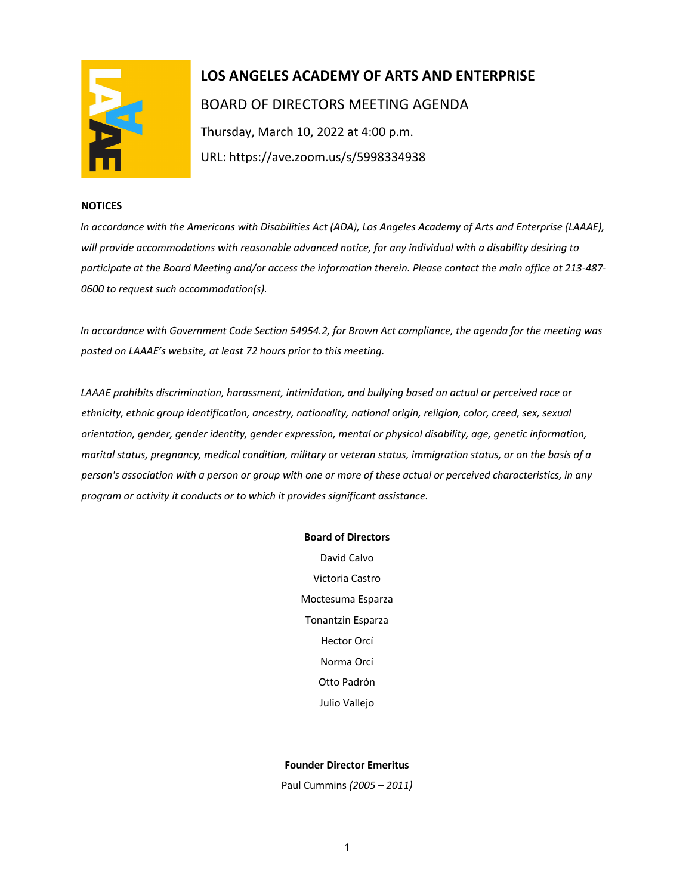# LOS ANGELES ACADEMY OF ARTS AND ENTERPRISE

## BOARD OF DIRECTORS MEETING AGENDA

Thursday, March 10, 2022 at 4:00 p.m.

URL: https://ave.zoom.us/s/5998334938

**NOTICES**

*In accordance with the Americans with Disabilities Act (ADA), Los Angeles Academy of Arts and Enterprise (LAAAE), will provide accommodations with reasonable advanced notice, for any individual with a disability desiring to participate at the Board Meeting and/or access the information therein. Please contact the main office at 213-487-0600 to request such accommodation(s).*

*In accordance with Government Code Section 54954.2, for Brown Act compliance, the agenda for the meeting was posted on LAAAE's website, at least 72 hours prior to this meeting.*

*LAAAE prohibits discrimination, harassment, intimidation, and bullying based on actual or perceived race or ethnicity, ethnic group identification, ancestry, nationality, national origin, religion, color, creed, sex, sexual orientation, gender, gender identity, gender expression, mental or physical disability, age, genetic information, marital status, pregnancy, medical condition, military or veteran status, immigration status, or on the basis of a person's association with a person or group with one or more of these actual or perceived characteristics, in any program or activity it conducts or to which it provides significant assistance.*

**Board of Directors**

David Calvo

Victoria Castro

Moctesuma Esparza

Tonantzin Esparza

Hector Orcí

Norma Orcí

Otto Padrón

Julio Vallejo

**Founder Director Emeritus**

Paul Cummins *(2005 – 2011)*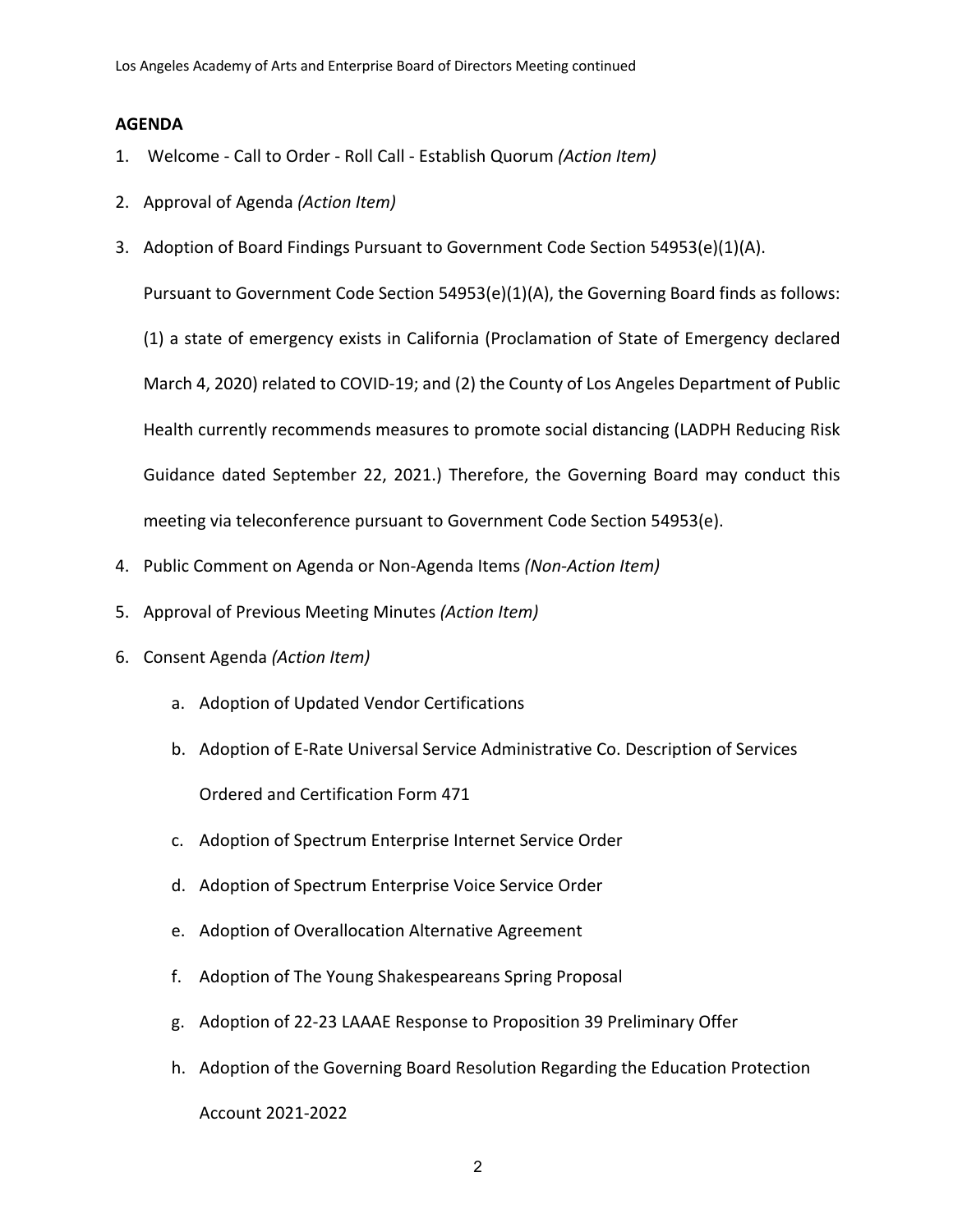**AGENDA**

1. Welcome - Call to Order - Roll Call - Establish Quorum *(Action Item)*
2. Approval of Agenda *(Action Item)*
3. Adoption of Board Findings Pursuant to Government Code Section 54953(e)(1)(A).

   Pursuant to Government Code Section 54953(e)(1)(A), the Governing Board finds as follows: (1) a state of emergency exists in California (Proclamation of State of Emergency declared March 4, 2020) related to COVID-19; and (2) the County of Los Angeles Department of Public Health currently recommends measures to promote social distancing (LADPH Reducing Risk Guidance dated September 22, 2021.) Therefore, the Governing Board may conduct this meeting via teleconference pursuant to Government Code Section 54953(e).
4. Public Comment on Agenda or Non-Agenda Items *(Non-Action Item)*
5. Approval of Previous Meeting Minutes *(Action Item)*
6. Consent Agenda *(Action Item)*
   a. Adoption of Updated Vendor Certifications
   b. Adoption of E-Rate Universal Service Administrative Co. Description of Services Ordered and Certification Form 471
   c. Adoption of Spectrum Enterprise Internet Service Order
   d. Adoption of Spectrum Enterprise Voice Service Order
   e. Adoption of Overallocation Alternative Agreement
   f. Adoption of The Young Shakespeareans Spring Proposal
   g. Adoption of 22-23 LAAAE Response to Proposition 39 Preliminary Offer
   h. Adoption of the Governing Board Resolution Regarding the Education Protection Account 2021-2022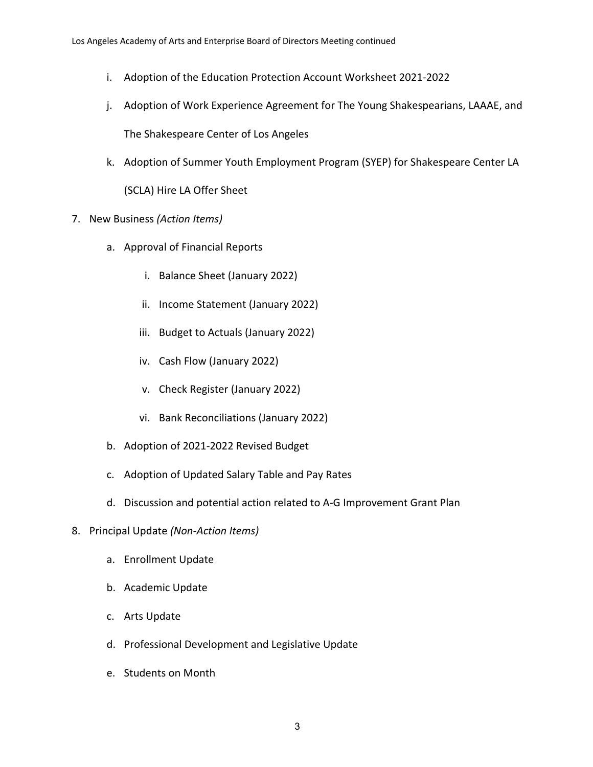i. Adoption of the Education Protection Account Worksheet 2021-2022

j. Adoption of Work Experience Agreement for The Young Shakespearians, LAAAE, and The Shakespeare Center of Los Angeles

k. Adoption of Summer Youth Employment Program (SYEP) for Shakespeare Center LA (SCLA) Hire LA Offer Sheet

7. New Business *(Action Items)*

   a. Approval of Financial Reports

      i. Balance Sheet (January 2022)

      ii. Income Statement (January 2022)

      iii. Budget to Actuals (January 2022)

      iv. Cash Flow (January 2022)

      v. Check Register (January 2022)

      vi. Bank Reconciliations (January 2022)

   b. Adoption of 2021-2022 Revised Budget

   c. Adoption of Updated Salary Table and Pay Rates

   d. Discussion and potential action related to A-G Improvement Grant Plan

8. Principal Update *(Non-Action Items)*

   a. Enrollment Update

   b. Academic Update

   c. Arts Update

   d. Professional Development and Legislative Update

   e. Students on Month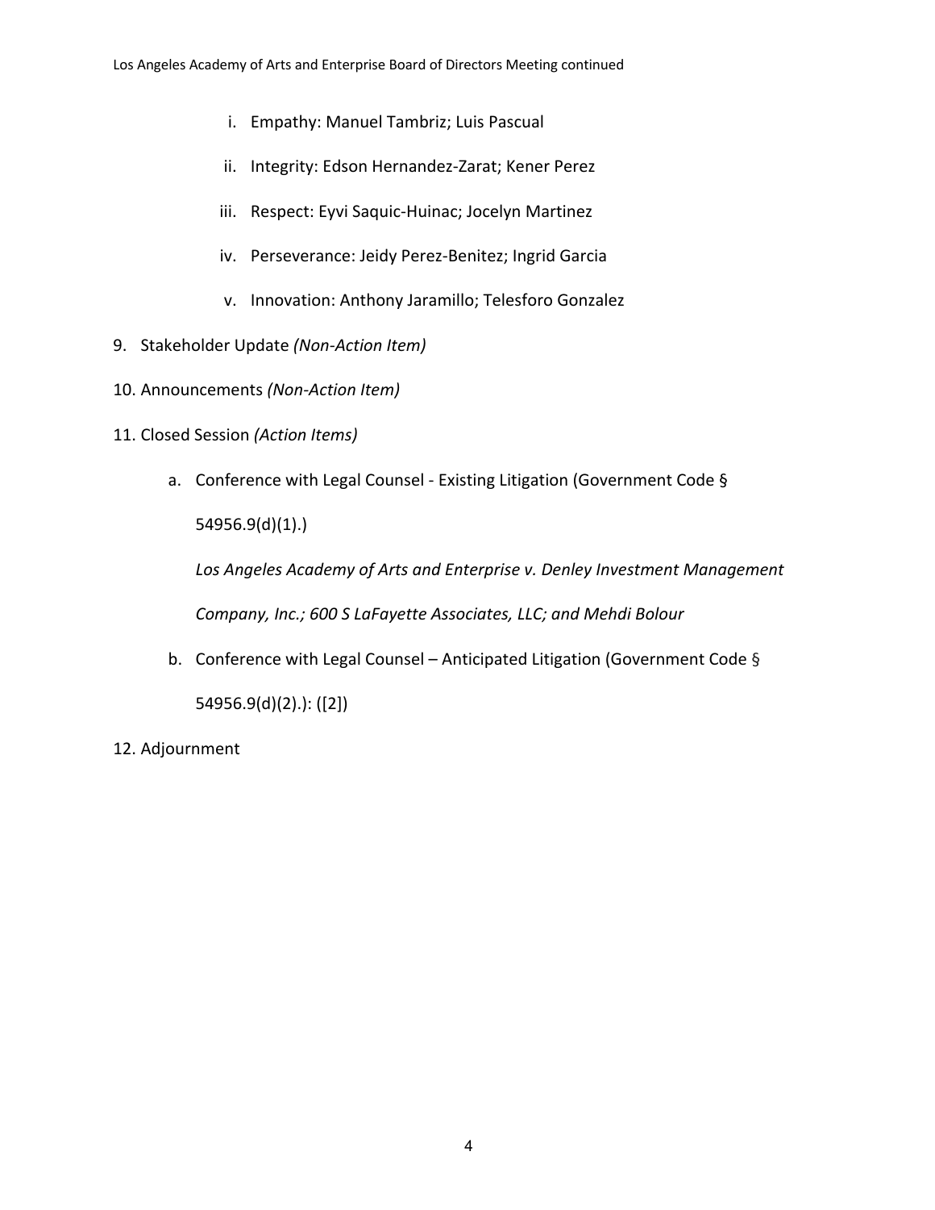i. Empathy: Manuel Tambriz; Luis Pascual
   ii. Integrity: Edson Hernandez-Zarat; Kener Perez
   iii. Respect: Eyvi Saquic-Huinac; Jocelyn Martinez
   iv. Perseverance: Jeidy Perez-Benitez; Ingrid Garcia
   v. Innovation: Anthony Jaramillo; Telesforo Gonzalez

9. Stakeholder Update *(Non-Action Item)*

10. Announcements *(Non-Action Item)*

11. Closed Session *(Action Items)*

    a. Conference with Legal Counsel - Existing Litigation (Government Code § 54956.9(d)(1).)

       *Los Angeles Academy of Arts and Enterprise v. Denley Investment Management Company, Inc.; 600 S LaFayette Associates, LLC; and Mehdi Bolour*

    b. Conference with Legal Counsel – Anticipated Litigation (Government Code § 54956.9(d)(2).): ([2])

12. Adjournment